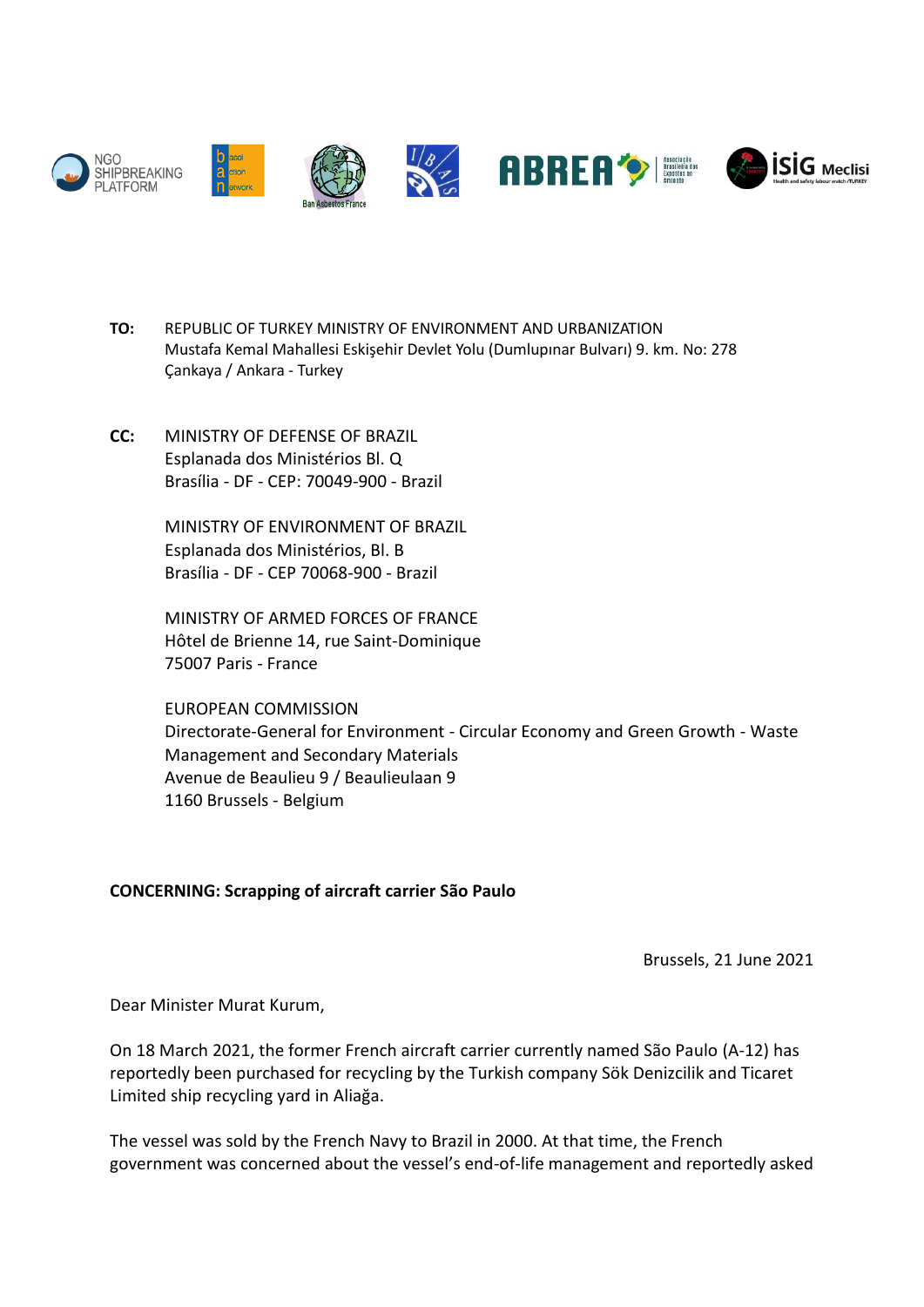**TO:** REPUBLIC OF TURKEY MINISTRY OF ENVIRONMENT AND URBANIZATION
Mustafa Kemal Mahallesi Eskişehir Devlet Yolu (Dumlupınar Bulvarı) 9. km. No: 278
Çankaya / Ankara - Turkey

**CC:** MINISTRY OF DEFENSE OF BRAZIL
Esplanada dos Ministérios Bl. Q
Brasília - DF - CEP: 70049-900 - Brazil

MINISTRY OF ENVIRONMENT OF BRAZIL
Esplanada dos Ministérios, Bl. B
Brasília - DF - CEP 70068-900 - Brazil

MINISTRY OF ARMED FORCES OF FRANCE
Hôtel de Brienne 14, rue Saint-Dominique
75007 Paris - France

EUROPEAN COMMISSION
Directorate-General for Environment - Circular Economy and Green Growth - Waste Management and Secondary Materials
Avenue de Beaulieu 9 / Beaulieulaan 9
1160 Brussels - Belgium

**CONCERNING: Scrapping of aircraft carrier São Paulo**

Brussels, 21 June 2021

Dear Minister Murat Kurum,

On 18 March 2021, the former French aircraft carrier currently named São Paulo (A-12) has reportedly been purchased for recycling by the Turkish company Sök Denizcilik and Ticaret Limited ship recycling yard in Aliağa.

The vessel was sold by the French Navy to Brazil in 2000. At that time, the French government was concerned about the vessel's end-of-life management and reportedly asked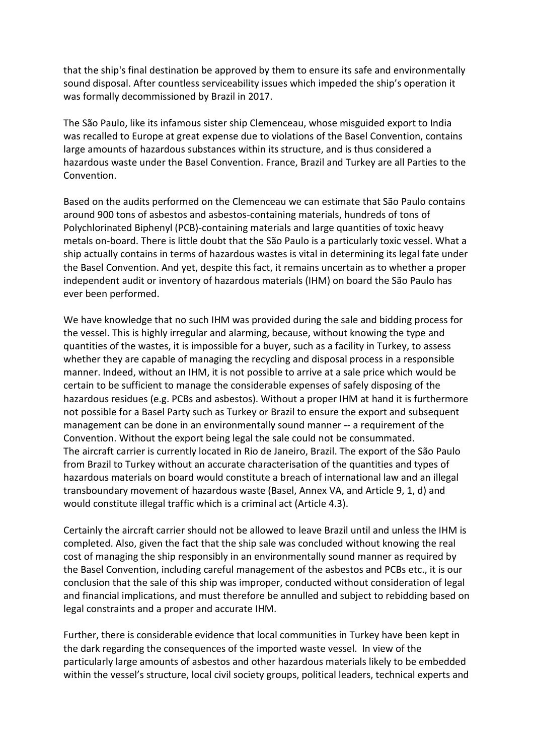that the ship's final destination be approved by them to ensure its safe and environmentally sound disposal. After countless serviceability issues which impeded the ship's operation it was formally decommissioned by Brazil in 2017.

The São Paulo, like its infamous sister ship Clemenceau, whose misguided export to India was recalled to Europe at great expense due to violations of the Basel Convention, contains large amounts of hazardous substances within its structure, and is thus considered a hazardous waste under the Basel Convention. France, Brazil and Turkey are all Parties to the Convention.

Based on the audits performed on the Clemenceau we can estimate that São Paulo contains around 900 tons of asbestos and asbestos-containing materials, hundreds of tons of Polychlorinated Biphenyl (PCB)-containing materials and large quantities of toxic heavy metals on-board. There is little doubt that the São Paulo is a particularly toxic vessel. What a ship actually contains in terms of hazardous wastes is vital in determining its legal fate under the Basel Convention. And yet, despite this fact, it remains uncertain as to whether a proper independent audit or inventory of hazardous materials (IHM) on board the São Paulo has ever been performed.

We have knowledge that no such IHM was provided during the sale and bidding process for the vessel. This is highly irregular and alarming, because, without knowing the type and quantities of the wastes, it is impossible for a buyer, such as a facility in Turkey, to assess whether they are capable of managing the recycling and disposal process in a responsible manner. Indeed, without an IHM, it is not possible to arrive at a sale price which would be certain to be sufficient to manage the considerable expenses of safely disposing of the hazardous residues (e.g. PCBs and asbestos). Without a proper IHM at hand it is furthermore not possible for a Basel Party such as Turkey or Brazil to ensure the export and subsequent management can be done in an environmentally sound manner -- a requirement of the Convention. Without the export being legal the sale could not be consummated.
The aircraft carrier is currently located in Rio de Janeiro, Brazil. The export of the São Paulo from Brazil to Turkey without an accurate characterisation of the quantities and types of hazardous materials on board would constitute a breach of international law and an illegal transboundary movement of hazardous waste (Basel, Annex VA, and Article 9, 1, d) and would constitute illegal traffic which is a criminal act (Article 4.3).

Certainly the aircraft carrier should not be allowed to leave Brazil until and unless the IHM is completed. Also, given the fact that the ship sale was concluded without knowing the real cost of managing the ship responsibly in an environmentally sound manner as required by the Basel Convention, including careful management of the asbestos and PCBs etc., it is our conclusion that the sale of this ship was improper, conducted without consideration of legal and financial implications, and must therefore be annulled and subject to rebidding based on legal constraints and a proper and accurate IHM.

Further, there is considerable evidence that local communities in Turkey have been kept in the dark regarding the consequences of the imported waste vessel. In view of the particularly large amounts of asbestos and other hazardous materials likely to be embedded within the vessel's structure, local civil society groups, political leaders, technical experts and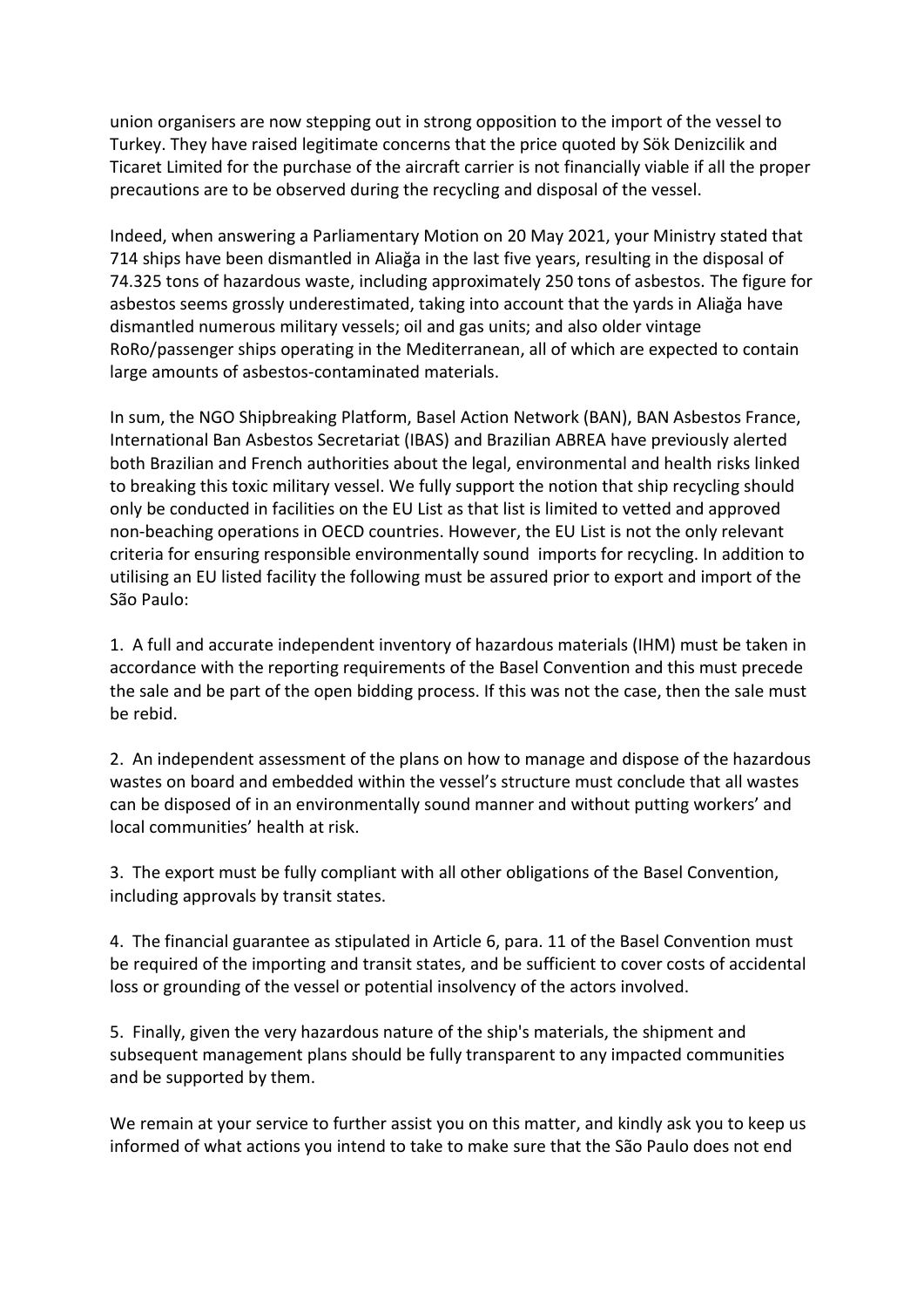union organisers are now stepping out in strong opposition to the import of the vessel to Turkey. They have raised legitimate concerns that the price quoted by Sök Denizcilik and Ticaret Limited for the purchase of the aircraft carrier is not financially viable if all the proper precautions are to be observed during the recycling and disposal of the vessel.

Indeed, when answering a Parliamentary Motion on 20 May 2021, your Ministry stated that 714 ships have been dismantled in Aliağa in the last five years, resulting in the disposal of 74.325 tons of hazardous waste, including approximately 250 tons of asbestos. The figure for asbestos seems grossly underestimated, taking into account that the yards in Aliağa have dismantled numerous military vessels; oil and gas units; and also older vintage RoRo/passenger ships operating in the Mediterranean, all of which are expected to contain large amounts of asbestos-contaminated materials.

In sum, the NGO Shipbreaking Platform, Basel Action Network (BAN), BAN Asbestos France, International Ban Asbestos Secretariat (IBAS) and Brazilian ABREA have previously alerted both Brazilian and French authorities about the legal, environmental and health risks linked to breaking this toxic military vessel. We fully support the notion that ship recycling should only be conducted in facilities on the EU List as that list is limited to vetted and approved non-beaching operations in OECD countries. However, the EU List is not the only relevant criteria for ensuring responsible environmentally sound imports for recycling. In addition to utilising an EU listed facility the following must be assured prior to export and import of the São Paulo:

1. A full and accurate independent inventory of hazardous materials (IHM) must be taken in accordance with the reporting requirements of the Basel Convention and this must precede the sale and be part of the open bidding process. If this was not the case, then the sale must be rebid.

2. An independent assessment of the plans on how to manage and dispose of the hazardous wastes on board and embedded within the vessel's structure must conclude that all wastes can be disposed of in an environmentally sound manner and without putting workers' and local communities' health at risk.

3. The export must be fully compliant with all other obligations of the Basel Convention, including approvals by transit states.

4. The financial guarantee as stipulated in Article 6, para. 11 of the Basel Convention must be required of the importing and transit states, and be sufficient to cover costs of accidental loss or grounding of the vessel or potential insolvency of the actors involved.

5. Finally, given the very hazardous nature of the ship's materials, the shipment and subsequent management plans should be fully transparent to any impacted communities and be supported by them.

We remain at your service to further assist you on this matter, and kindly ask you to keep us informed of what actions you intend to take to make sure that the São Paulo does not end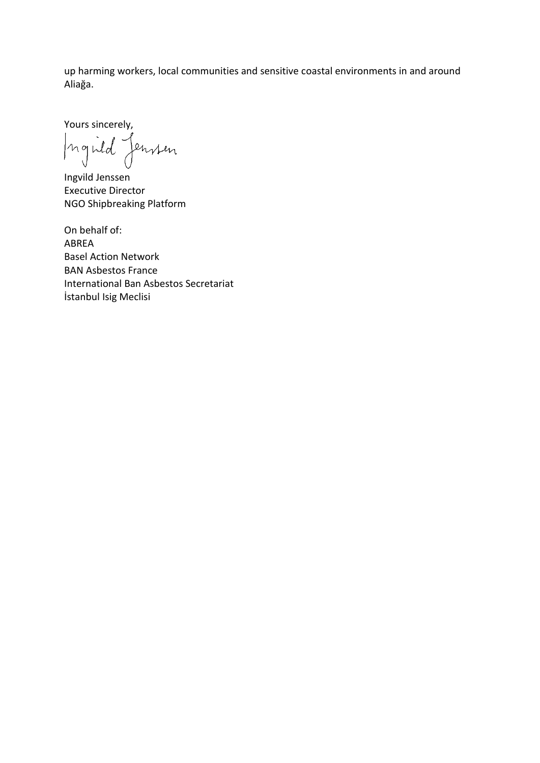up harming workers, local communities and sensitive coastal environments in and around Aliağa.

Yours sincerely,

Ingvild Jenssen
Executive Director
NGO Shipbreaking Platform

On behalf of:
ABREA
Basel Action Network
BAN Asbestos France
International Ban Asbestos Secretariat
İstanbul Isig Meclisi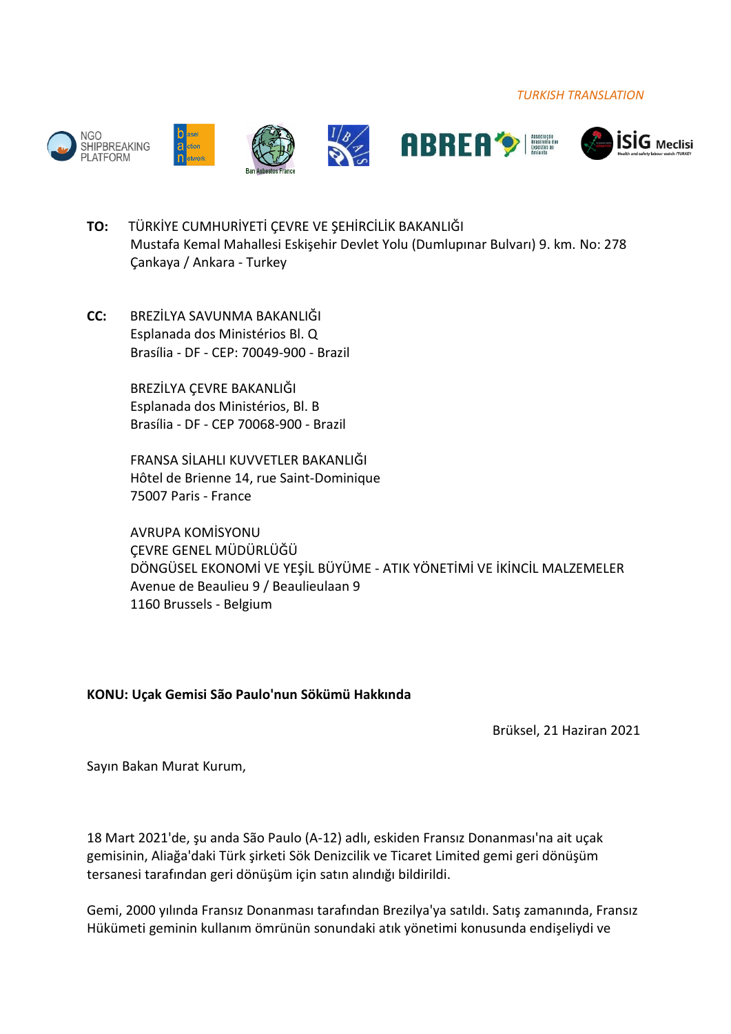*TURKISH TRANSLATION*

NGO SHIPBREAKING PLATFORM

**TO:** TÜRKİYE CUMHURİYETİ ÇEVRE VE ŞEHİRCİLİK BAKANLIĞI
Mustafa Kemal Mahallesi Eskişehir Devlet Yolu (Dumlupınar Bulvarı) 9. km. No: 278
Çankaya / Ankara - Turkey

**CC:** BREZİLYA SAVUNMA BAKANLIĞI
Esplanada dos Ministérios Bl. Q
Brasília - DF - CEP: 70049-900 - Brazil

BREZİLYA ÇEVRE BAKANLIĞI
Esplanada dos Ministérios, Bl. B
Brasília - DF - CEP 70068-900 - Brazil

FRANSA SİLAHLI KUVVETLER BAKANLIĞI
Hôtel de Brienne 14, rue Saint-Dominique
75007 Paris - France

AVRUPA KOMİSYONU
ÇEVRE GENEL MÜDÜRLÜĞÜ
DÖNGÜSEL EKONOMİ VE YEŞİL BÜYÜME - ATIK YÖNETİMİ VE İKİNCİL MALZEMELER
Avenue de Beaulieu 9 / Beaulieulaan 9
1160 Brussels - Belgium

**KONU: Uçak Gemisi São Paulo'nun Sökümü Hakkında**

Brüksel, 21 Haziran 2021

Sayın Bakan Murat Kurum,

18 Mart 2021'de, şu anda São Paulo (A-12) adlı, eskiden Fransız Donanması'na ait uçak gemisinin, Aliağa'daki Türk şirketi Sök Denizcilik ve Ticaret Limited gemi geri dönüşüm tersanesi tarafından geri dönüşüm için satın alındığı bildirildi.

Gemi, 2000 yılında Fransız Donanması tarafından Brezilya'ya satıldı. Satış zamanında, Fransız Hükümeti geminin kullanım ömrünün sonundaki atık yönetimi konusunda endişeliydi ve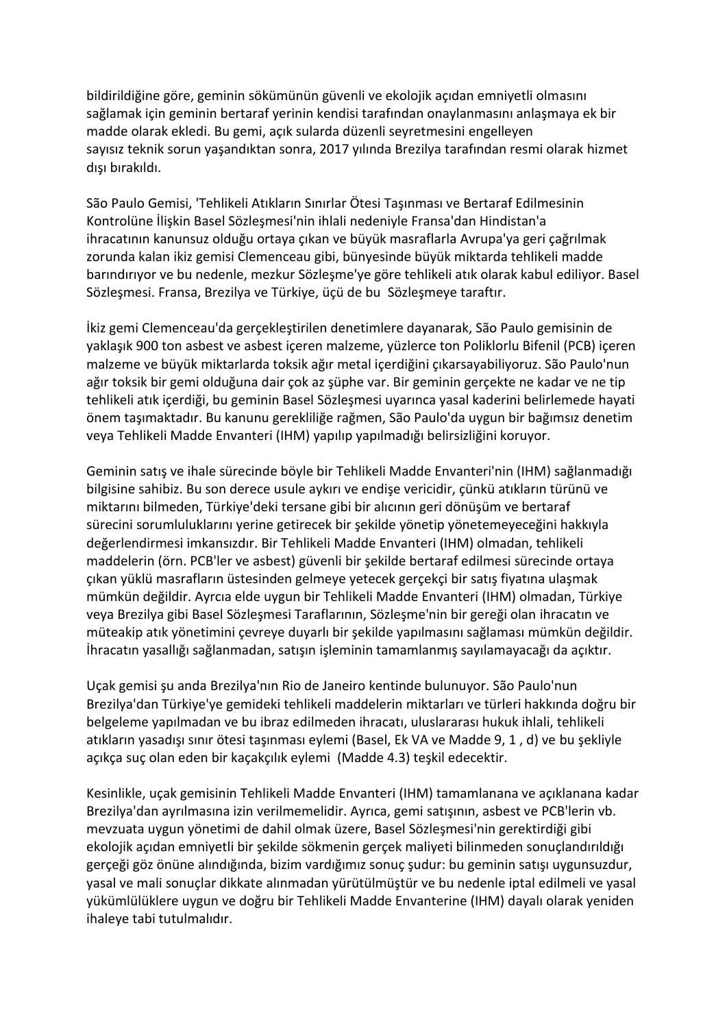bildirildiğine göre, geminin sökümünün güvenli ve ekolojik açıdan emniyetli olmasını sağlamak için geminin bertaraf yerinin kendisi tarafından onaylanmasını anlaşmaya ek bir madde olarak ekledi. Bu gemi, açık sularda düzenli seyretmesini engelleyen sayısız teknik sorun yaşandıktan sonra, 2017 yılında Brezilya tarafından resmi olarak hizmet dışı bırakıldı.

São Paulo Gemisi, 'Tehlikeli Atıkların Sınırlar Ötesi Taşınması ve Bertaraf Edilmesinin Kontrolüne İlişkin Basel Sözleşmesi'nin ihlali nedeniyle Fransa'dan Hindistan'a ihracatının kanunsuz olduğu ortaya çıkan ve büyük masraflarla Avrupa'ya geri çağrılmak zorunda kalan ikiz gemisi Clemenceau gibi, bünyesinde büyük miktarda tehlikeli madde barındırıyor ve bu nedenle, mezkur Sözleşme'ye göre tehlikeli atık olarak kabul ediliyor. Basel Sözleşmesi. Fransa, Brezilya ve Türkiye, üçü de bu  Sözleşmeye taraftır.

İkiz gemi Clemenceau'da gerçekleştirilen denetimlere dayanarak, São Paulo gemisinin de yaklaşık 900 ton asbest ve asbest içeren malzeme, yüzlerce ton Poliklorlu Bifenil (PCB) içeren malzeme ve büyük miktarlarda toksik ağır metal içerdiğini çıkarsayabiliyoruz. São Paulo'nun ağır toksik bir gemi olduğuna dair çok az şüphe var. Bir geminin gerçekte ne kadar ve ne tip tehlikeli atık içerdiği, bu geminin Basel Sözleşmesi uyarınca yasal kaderini belirlemede hayati önem taşımaktadır. Bu kanunu gerekliliğe rağmen, São Paulo'da uygun bir bağımsız denetim veya Tehlikeli Madde Envanteri (IHM) yapılıp yapılmadığı belirsizliğini koruyor.

Geminin satış ve ihale sürecinde böyle bir Tehlikeli Madde Envanteri'nin (IHM) sağlanmadığı bilgisine sahibiz. Bu son derece usule aykırı ve endişe vericidir, çünkü atıkların türünü ve miktarını bilmeden, Türkiye'deki tersane gibi bir alıcının geri dönüşüm ve bertaraf sürecini sorumluluklarını yerine getirecek bir şekilde yönetip yönetemeyeceğini hakkıyla değerlendirmesi imkansızdır. Bir Tehlikeli Madde Envanteri (IHM) olmadan, tehlikeli maddelerin (örn. PCB'ler ve asbest) güvenli bir şekilde bertaraf edilmesi sürecinde ortaya çıkan yüklü masrafların üstesinden gelmeye yetecek gerçekçi bir satış fiyatına ulaşmak mümkün değildir. Ayrcıa elde uygun bir Tehlikeli Madde Envanteri (IHM) olmadan, Türkiye veya Brezilya gibi Basel Sözleşmesi Taraflarının, Sözleşme'nin bir gereği olan ihracatın ve müteakip atık yönetimini çevreye duyarlı bir şekilde yapılmasını sağlaması mümkün değildir. İhracatın yasallığı sağlanmadan, satışın işleminin tamamlanmış sayılamayacağı da açıktır.

Uçak gemisi şu anda Brezilya'nın Rio de Janeiro kentinde bulunuyor. São Paulo'nun Brezilya'dan Türkiye'ye gemideki tehlikeli maddelerin miktarları ve türleri hakkında doğru bir belgeleme yapılmadan ve bu ibraz edilmeden ihracatı, uluslararası hukuk ihlali, tehlikeli atıkların yasadışı sınır ötesi taşınması eylemi (Basel, Ek VA ve Madde 9, 1 , d) ve bu şekliyle açıkça suç olan eden bir kaçakçılık eylemi  (Madde 4.3) teşkil edecektir.

Kesinlikle, uçak gemisinin Tehlikeli Madde Envanteri (IHM) tamamlanana ve açıklanana kadar Brezilya'dan ayrılmasına izin verilmemelidir. Ayrıca, gemi satışının, asbest ve PCB'lerin vb. mevzuata uygun yönetimi de dahil olmak üzere, Basel Sözleşmesi'nin gerektirdiği gibi ekolojik açıdan emniyetli bir şekilde sökmenin gerçek maliyeti bilinmeden sonuçlandırıldığı gerçeği göz önüne alındığında, bizim vardığımız sonuç şudur: bu geminin satışı uygunsuzdur, yasal ve mali sonuçlar dikkate alınmadan yürütülmüştür ve bu nedenle iptal edilmeli ve yasal yükümlülüklere uygun ve doğru bir Tehlikeli Madde Envanterine (IHM) dayalı olarak yeniden ihaleye tabi tutulmalıdır.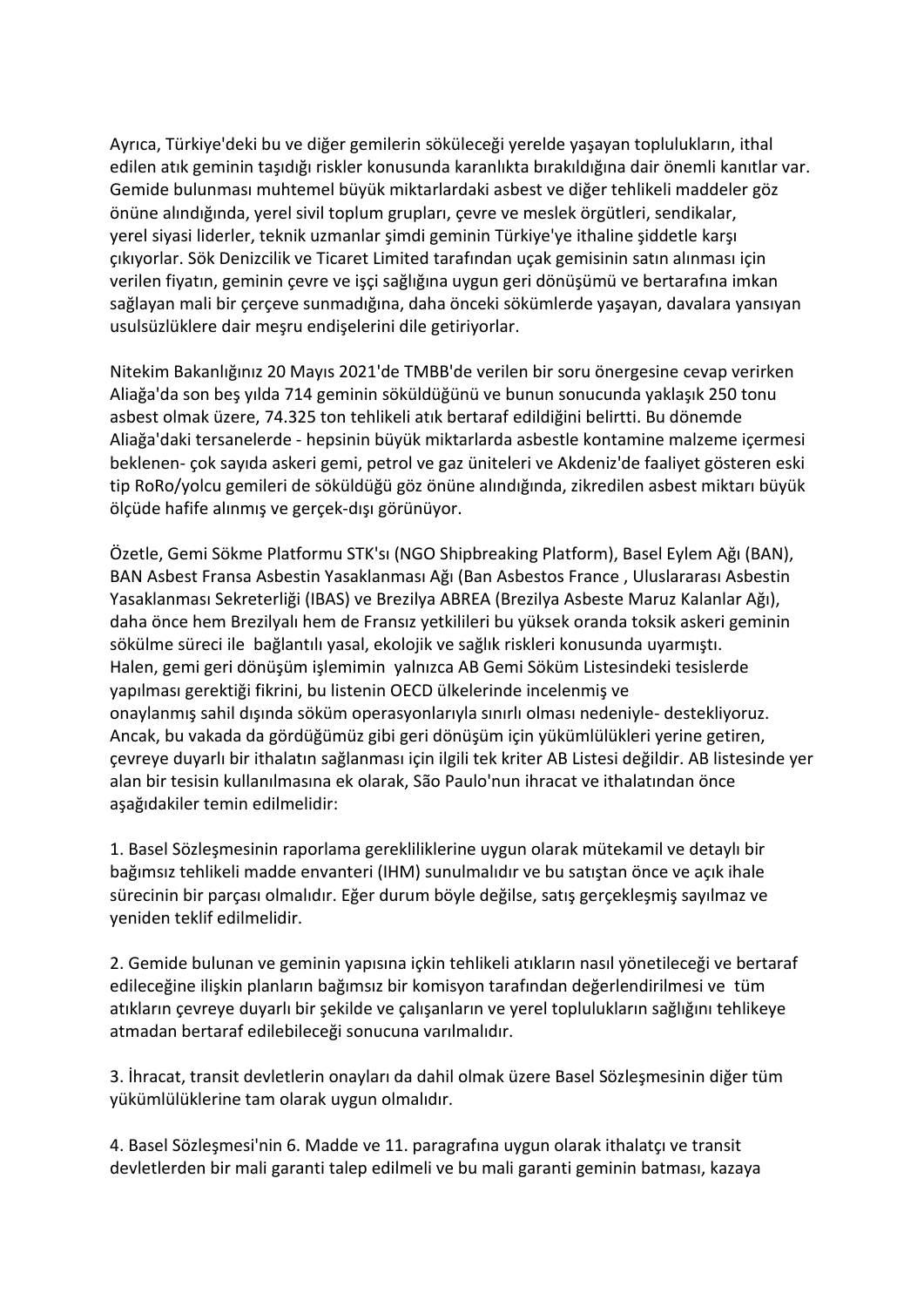Ayrıca, Türkiye'deki bu ve diğer gemilerin sökülebileceği yerelde yaşayan toplulukların, ithal edilen atık geminin taşıdığı riskler konusunda karanlıkta bırakıldığına dair önemli kanıtlar var. Gemide bulunması muhtemel büyük miktarlardaki asbest ve diğer tehlikeli maddeler göz önüne alındığında, yerel sivil toplum grupları, çevre ve meslek örgütleri, sendikalar, yerel siyasi liderler, teknik uzmanlar şimdi geminin Türkiye'ye ithaline şiddetle karşı çıkıyorlar. Sök Denizcilik ve Ticaret Limited tarafından uçak gemisinin satın alınması için verilen fiyatın, geminin çevre ve işçi sağlığına uygun geri dönüşümü ve bertarafına imkan sağlayan mali bir çerçeve sunmadığına, daha önceki sökümlerde yaşayan, davalara yansıyan usulsüzlüklere dair meşru endişelerini dile getiriyorlar.

Nitekim Bakanlığınız 20 Mayıs 2021'de TMBB'de verilen bir soru önergesine cevap verirken Aliağa'da son beş yılda 714 geminin söküldüğünü ve bunun sonucunda yaklaşık 250 tonu asbest olmak üzere, 74.325 ton tehlikeli atık bertaraf edildiğini belirtti. Bu dönemde Aliağa'daki tersanelerde - hepsinin büyük miktarlarda asbestle kontamine malzeme içermesi beklenen- çok sayıda askeri gemi, petrol ve gaz üniteleri ve Akdeniz'de faaliyet gösteren eski tip RoRo/yolcu gemileri de söküldüğü göz önüne alındığında, zikredilen asbest miktarı büyük ölçüde hafife alınmış ve gerçek-dışı görünüyor.

Özetle, Gemi Sökme Platformu STK'sı (NGO Shipbreaking Platform), Basel Eylem Ağı (BAN), BAN Asbest Fransa Asbestin Yasaklanması Ağı (Ban Asbestos France , Uluslararası Asbestin Yasaklanması Sekreterliği (IBAS) ve Brezilya ABREA (Brezilya Asbeste Maruz Kalanlar Ağı), daha önce hem Brezilyalı hem de Fransız yetkilileri bu yüksek oranda toksik askeri geminin sökülme süreci ile bağlantılı yasal, ekolojik ve sağlık riskleri konusunda uyarmıştı. Halen, gemi geri dönüşüm işlemimin yalnızca AB Gemi Söküm Listesindeki tesislerde yapılması gerektiği fikrini, bu listenin OECD ülkelerinde incelenmiş ve onaylanmış sahil dışında söküm operasyonlarıyla sınırlı olması nedeniyle- destekliyoruz. Ancak, bu vakada da gördüğümüz gibi geri dönüşüm için yükümlülükleri yerine getiren, çevreye duyarlı bir ithalatın sağlanması için ilgili tek kriter AB Listesi değildir. AB listesinde yer alan bir tesisin kullanılmasına ek olarak, São Paulo'nun ihracat ve ithalatından önce aşağıdakiler temin edilmelidir:

1. Basel Sözleşmesinin raporlama gerekliliklerine uygun olarak mütekamil ve detaylı bir bağımsız tehlikeli madde envanteri (IHM) sunulmalıdır ve bu satıştan önce ve açık ihale sürecinin bir parçası olmalıdır. Eğer durum böyle değilse, satış gerçekleşmiş sayılmaz ve yeniden teklif edilmelidir.

2. Gemide bulunan ve geminin yapısına içkin tehlikeli atıkların nasıl yönetileceği ve bertaraf edileceğine ilişkin planların bağımsız bir komisyon tarafından değerlendirilmesi ve tüm atıkların çevreye duyarlı bir şekilde ve çalışanların ve yerel toplulukların sağlığını tehlikeye atmadan bertaraf edilebileceği sonucuna varılmalıdır.

3. İhracat, transit devletlerin onayları da dahil olmak üzere Basel Sözleşmesinin diğer tüm yükümlülüklerine tam olarak uygun olmalıdır.

4. Basel Sözleşmesi'nin 6. Madde ve 11. paragrafına uygun olarak ithalatçı ve transit devletlerden bir mali garanti talep edilmeli ve bu mali garanti geminin batması, kazaya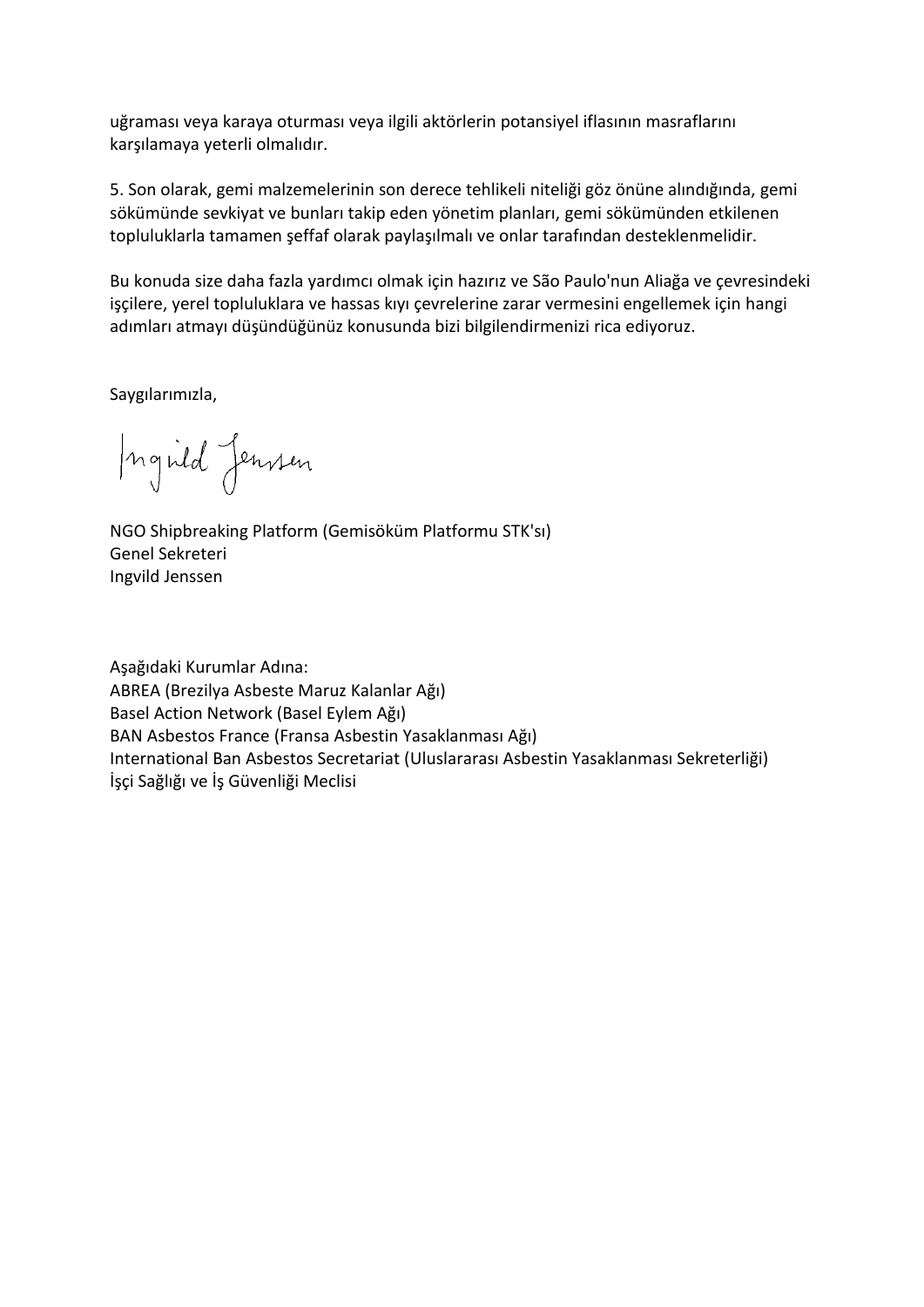uğraması veya karaya oturması veya ilgili aktörlerin potansiyel iflasının masraflarını karşılamaya yeterli olmalıdır.

5. Son olarak, gemi malzemelerinin son derece tehlikeli niteliği göz önüne alındığında, gemi sökümünde sevkiyat ve bunları takip eden yönetim planları, gemi sökümünden etkilenen topluluklarla tamamen şeffaf olarak paylaşılmalı ve onlar tarafından desteklenmelidir.

Bu konuda size daha fazla yardımcı olmak için hazırız ve São Paulo'nun Aliağa ve çevresindeki işçilere, yerel topluluklara ve hassas kıyı çevrelerine zarar vermesini engellemek için hangi adımları atmayı düşündüğünüz konusunda bizi bilgilendirmenizi rica ediyoruz.

Saygılarımızla,

Ingvild Jenssen

NGO Shipbreaking Platform (Gemisöküm Platformu STK'sı)
Genel Sekreteri
Ingvild Jenssen

Aşağıdaki Kurumlar Adına:
ABREA (Brezilya Asbeste Maruz Kalanlar Ağı)
Basel Action Network (Basel Eylem Ağı)
BAN Asbestos France (Fransa Asbestin Yasaklanması Ağı)
International Ban Asbestos Secretariat (Uluslararası Asbestin Yasaklanması Sekreterliği)
İşçi Sağlığı ve İş Güvenliği Meclisi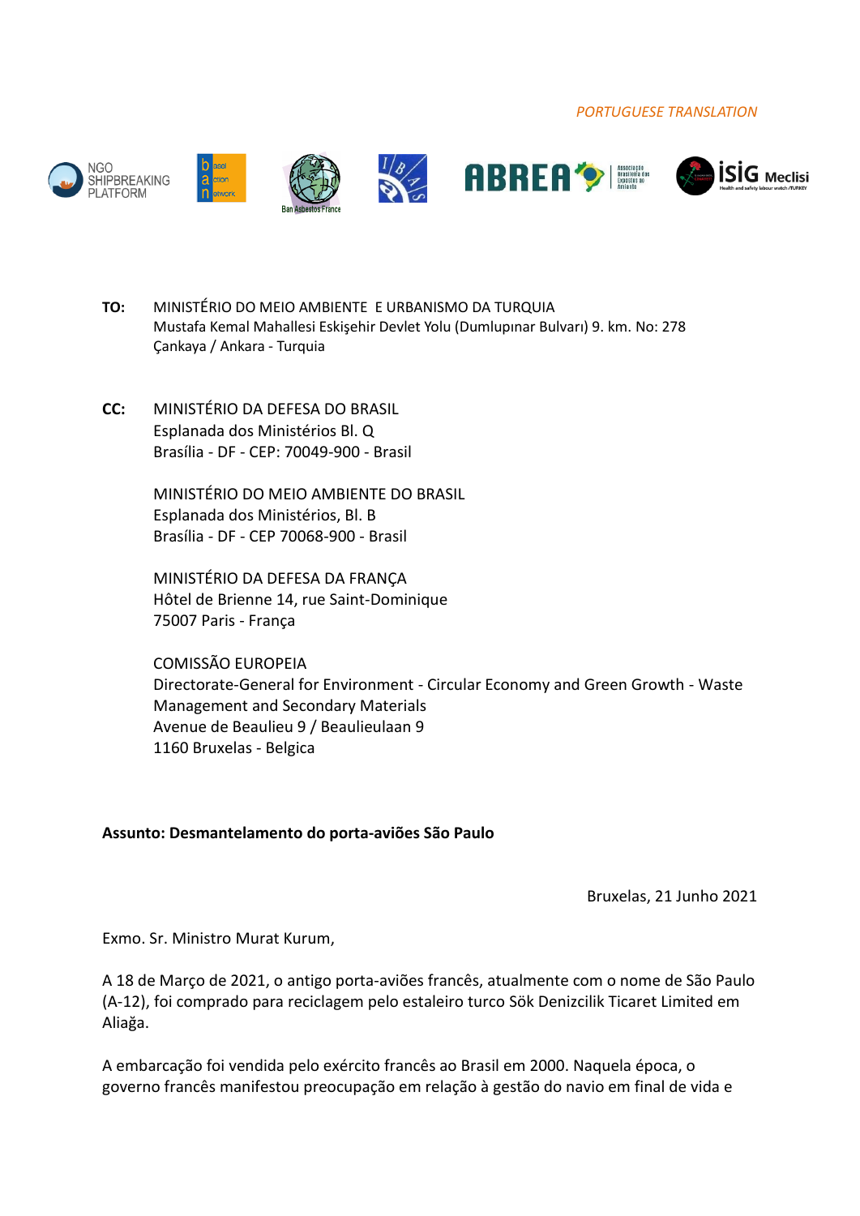*PORTUGUESE TRANSLATION*

**TO:** MINISTÉRIO DO MEIO AMBIENTE E URBANISMO DA TURQUIA
Mustafa Kemal Mahallesi Eskişehir Devlet Yolu (Dumlupınar Bulvarı) 9. km. No: 278
Çankaya / Ankara - Turquia

**CC:** MINISTÉRIO DA DEFESA DO BRASIL
Esplanada dos Ministérios Bl. Q
Brasília - DF - CEP: 70049-900 - Brasil

MINISTÉRIO DO MEIO AMBIENTE DO BRASIL
Esplanada dos Ministérios, Bl. B
Brasília - DF - CEP 70068-900 - Brasil

MINISTÉRIO DA DEFESA DA FRANÇA
Hôtel de Brienne 14, rue Saint-Dominique
75007 Paris - França

COMISSÃO EUROPEIA
Directorate-General for Environment - Circular Economy and Green Growth - Waste Management and Secondary Materials
Avenue de Beaulieu 9 / Beaulieulaan 9
1160 Bruxelas - Belgica

**Assunto: Desmantelamento do porta-aviões São Paulo**

Bruxelas, 21 Junho 2021

Exmo. Sr. Ministro Murat Kurum,

A 18 de Março de 2021, o antigo porta-aviões francês, atualmente com o nome de São Paulo (A-12), foi comprado para reciclagem pelo estaleiro turco Sök Denizcilik Ticaret Limited em Aliağa.

A embarcação foi vendida pelo exército francês ao Brasil em 2000. Naquela época, o governo francês manifestou preocupação em relação à gestão do navio em final de vida e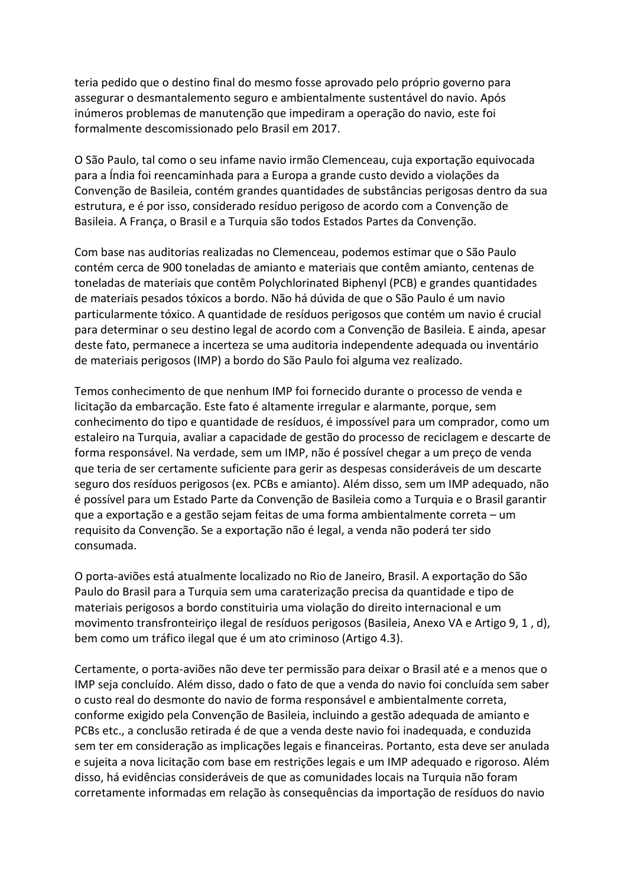teria pedido que o destino final do mesmo fosse aprovado pelo próprio governo para assegurar o desmantalemento seguro e ambientalmente sustentável do navio. Após inúmeros problemas de manutenção que impediram a operação do navio, este foi formalmente descomissionado pelo Brasil em 2017.

O São Paulo, tal como o seu infame navio irmão Clemenceau, cuja exportação equivocada para a Índia foi reencaminhada para a Europa a grande custo devido a violações da Convenção de Basileia, contém grandes quantidades de substâncias perigosas dentro da sua estrutura, e é por isso, considerado resíduo perigoso de acordo com a Convenção de Basileia. A França, o Brasil e a Turquia são todos Estados Partes da Convenção.

Com base nas auditorias realizadas no Clemenceau, podemos estimar que o São Paulo contém cerca de 900 toneladas de amianto e materiais que contêm amianto, centenas de toneladas de materiais que contêm Polychlorinated Biphenyl (PCB) e grandes quantidades de materiais pesados tóxicos a bordo. Não há dúvida de que o São Paulo é um navio particularmente tóxico. A quantidade de resíduos perigosos que contém um navio é crucial para determinar o seu destino legal de acordo com a Convenção de Basileia. E ainda, apesar deste fato, permanece a incerteza se uma auditoria independente adequada ou inventário de materiais perigosos (IMP) a bordo do São Paulo foi alguma vez realizado.

Temos conhecimento de que nenhum IMP foi fornecido durante o processo de venda e licitação da embarcação. Este fato é altamente irregular e alarmante, porque, sem conhecimento do tipo e quantidade de resíduos, é impossível para um comprador, como um estaleiro na Turquia, avaliar a capacidade de gestão do processo de reciclagem e descarte de forma responsável. Na verdade, sem um IMP, não é possível chegar a um preço de venda que teria de ser certamente suficiente para gerir as despesas consideráveis de um descarte seguro dos resíduos perigosos (ex. PCBs e amianto). Além disso, sem um IMP adequado, não é possível para um Estado Parte da Convenção de Basileia como a Turquia e o Brasil garantir que a exportação e a gestão sejam feitas de uma forma ambientalmente correta – um requisito da Convenção. Se a exportação não é legal, a venda não poderá ter sido consumada.

O porta-aviões está atualmente localizado no Rio de Janeiro, Brasil. A exportação do São Paulo do Brasil para a Turquia sem uma caraterização precisa da quantidade e tipo de materiais perigosos a bordo constituiria uma violação do direito internacional e um movimento transfronteiriço ilegal de resíduos perigosos (Basileia, Anexo VA e Artigo 9, 1 , d), bem como um tráfico ilegal que é um ato criminoso (Artigo 4.3).

Certamente, o porta-aviões não deve ter permissão para deixar o Brasil até e a menos que o IMP seja concluído. Além disso, dado o fato de que a venda do navio foi concluída sem saber o custo real do desmonte do navio de forma responsável e ambientalmente correta, conforme exigido pela Convenção de Basileia, incluindo a gestão adequada de amianto e PCBs etc., a conclusão retirada é de que a venda deste navio foi inadequada, e conduzida sem ter em consideração as implicações legais e financeiras. Portanto, esta deve ser anulada e sujeita a nova licitação com base em restrições legais e um IMP adequado e rigoroso. Além disso, há evidências consideráveis de que as comunidades locais na Turquia não foram corretamente informadas em relação às consequências da importação de resíduos do navio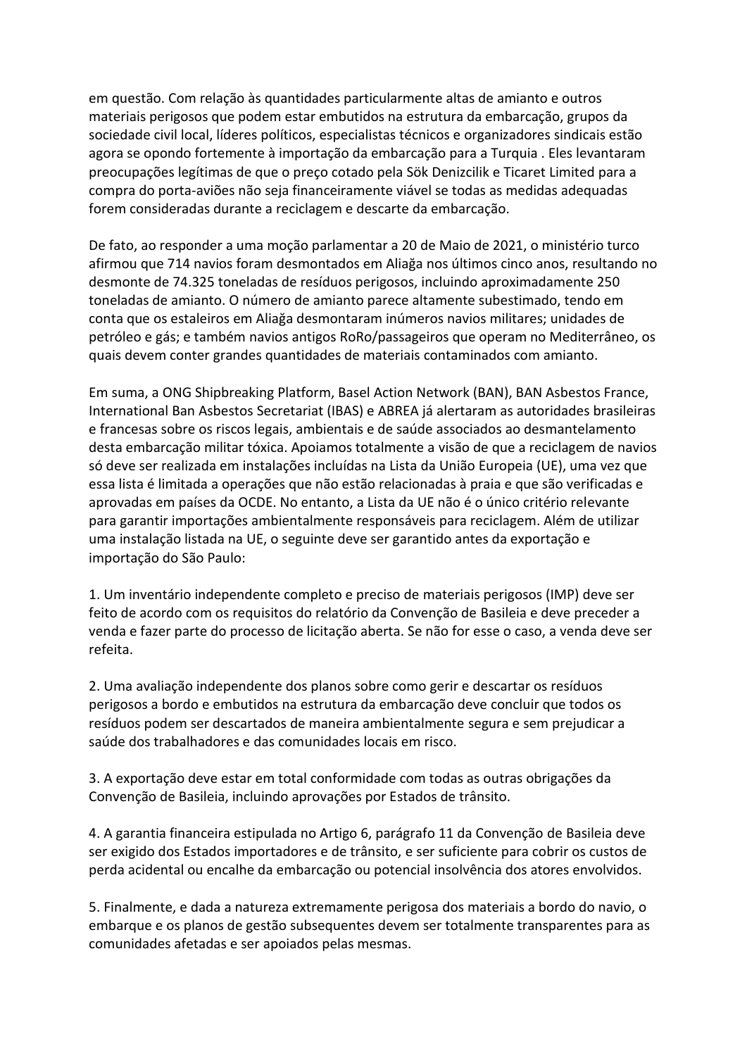em questão. Com relação às quantidades particularmente altas de amianto e outros materiais perigosos que podem estar embutidos na estrutura da embarcação, grupos da sociedade civil local, líderes políticos, especialistas técnicos e organizadores sindicais estão agora se opondo fortemente à importação da embarcação para a Turquia . Eles levantaram preocupações legítimas de que o preço cotado pela Sök Denizcilik e Ticaret Limited para a compra do porta-aviões não seja financeiramente viável se todas as medidas adequadas forem consideradas durante a reciclagem e descarte da embarcação.

De fato, ao responder a uma moção parlamentar a 20 de Maio de 2021, o ministério turco afirmou que 714 navios foram desmontados em Aliağa nos últimos cinco anos, resultando no desmonte de 74.325 toneladas de resíduos perigosos, incluindo aproximadamente 250 toneladas de amianto. O número de amianto parece altamente subestimado, tendo em conta que os estaleiros em Aliağa desmontaram inúmeros navios militares; unidades de petróleo e gás; e também navios antigos RoRo/passageiros que operam no Mediterrâneo, os quais devem conter grandes quantidades de materiais contaminados com amianto.

Em suma, a ONG Shipbreaking Platform, Basel Action Network (BAN), BAN Asbestos France, International Ban Asbestos Secretariat (IBAS) e ABREA já alertaram as autoridades brasileiras e francesas sobre os riscos legais, ambientais e de saúde associados ao desmantelamento desta embarcação militar tóxica. Apoiamos totalmente a visão de que a reciclagem de navios só deve ser realizada em instalações incluídas na Lista da União Europeia (UE), uma vez que essa lista é limitada a operações que não estão relacionadas à praia e que são verificadas e aprovadas em países da OCDE. No entanto, a Lista da UE não é o único critério relevante para garantir importações ambientalmente responsáveis para reciclagem. Além de utilizar uma instalação listada na UE, o seguinte deve ser garantido antes da exportação e importação do São Paulo:

1. Um inventário independente completo e preciso de materiais perigosos (IMP) deve ser feito de acordo com os requisitos do relatório da Convenção de Basileia e deve preceder a venda e fazer parte do processo de licitação aberta. Se não for esse o caso, a venda deve ser refeita.

2. Uma avaliação independente dos planos sobre como gerir e descartar os resíduos perigosos a bordo e embutidos na estrutura da embarcação deve concluir que todos os resíduos podem ser descartados de maneira ambientalmente segura e sem prejudicar a saúde dos trabalhadores e das comunidades locais em risco.

3. A exportação deve estar em total conformidade com todas as outras obrigações da Convenção de Basileia, incluindo aprovações por Estados de trânsito.

4. A garantia financeira estipulada no Artigo 6, parágrafo 11 da Convenção de Basileia deve ser exigido dos Estados importadores e de trânsito, e ser suficiente para cobrir os custos de perda acidental ou encalhe da embarcação ou potencial insolvência dos atores envolvidos.

5. Finalmente, e dada a natureza extremamente perigosa dos materiais a bordo do navio, o embarque e os planos de gestão subsequentes devem ser totalmente transparentes para as comunidades afetadas e ser apoiados pelas mesmas.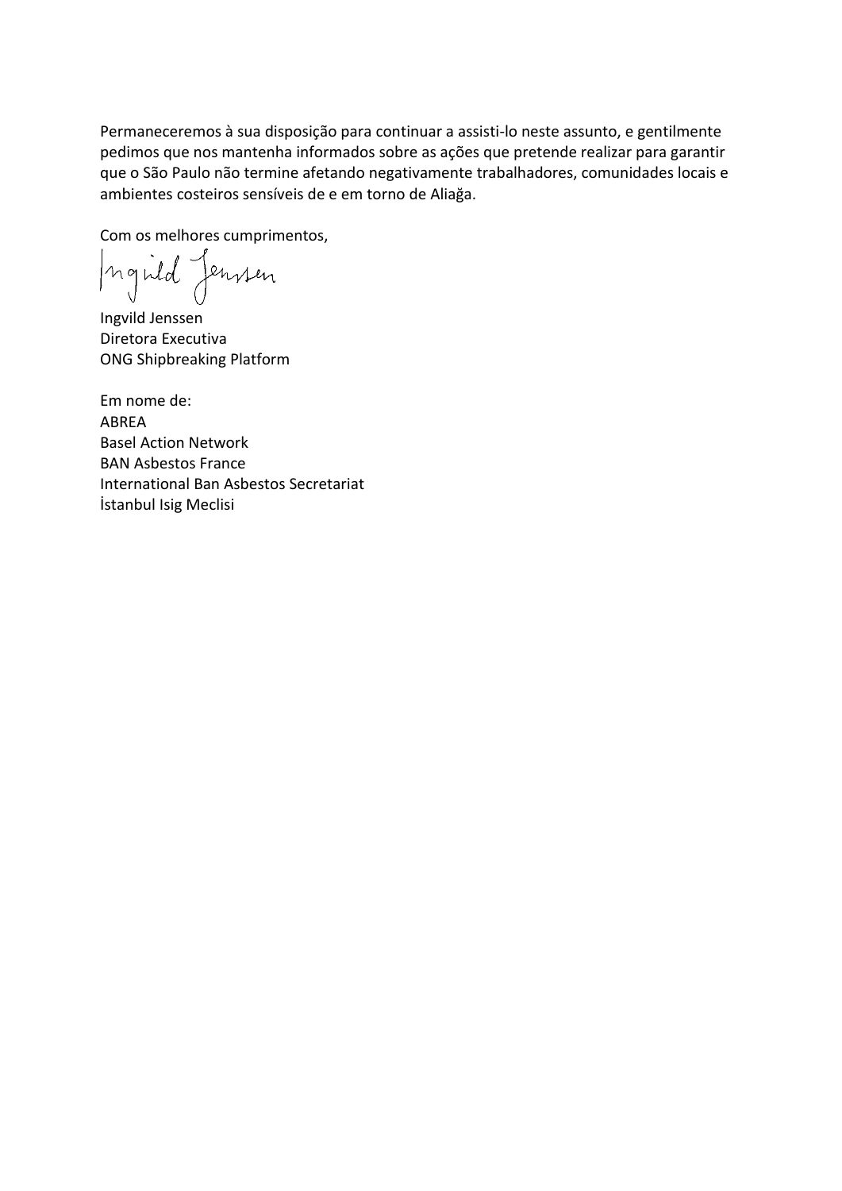Permaneceremos à sua disposição para continuar a assisti-lo neste assunto, e gentilmente pedimos que nos mantenha informados sobre as ações que pretende realizar para garantir que o São Paulo não termine afetando negativamente trabalhadores, comunidades locais e ambientes costeiros sensíveis de e em torno de Aliağa.

Com os melhores cumprimentos,

Ingvild Jenssen
Diretora Executiva
ONG Shipbreaking Platform

Em nome de:
ABREA
Basel Action Network
BAN Asbestos France
International Ban Asbestos Secretariat
İstanbul Isig Meclisi